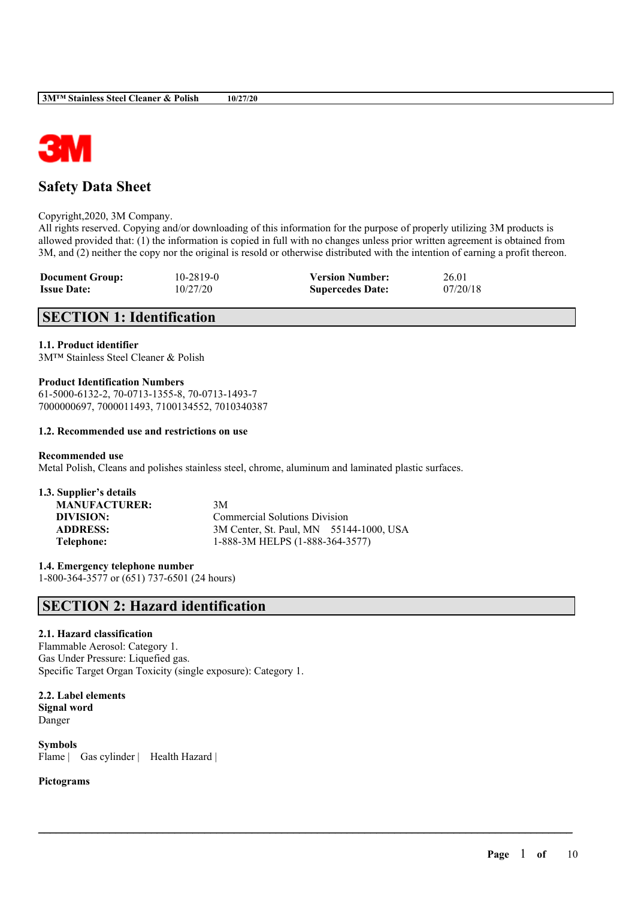# Safety Data Sheet

Copyright,2020, 3M Company.
All rights reserved. Copying and/or downloading of this information for the purpose of properly utilizing 3M products is allowed provided that: (1) the information is copied in full with no changes unless prior written agreement is obtained from 3M, and (2) neither the copy nor the original is resold or otherwise distributed with the intention of earning a profit thereon.

| | | | |
|---|---|---|---|
| **Document Group:** | 10-2819-0 | **Version Number:** | 26.01 |
| **Issue Date:** | 10/27/20 | **Supercedes Date:** | 07/20/18 |

## SECTION 1: Identification

### 1.1. Product identifier
3M™ Stainless Steel Cleaner & Polish

**Product Identification Numbers**
61-5000-6132-2, 70-0713-1355-8, 70-0713-1493-7
7000000697, 7000011493, 7100134552, 7010340387

### 1.2. Recommended use and restrictions on use

**Recommended use**
Metal Polish, Cleans and polishes stainless steel, chrome, aluminum and laminated plastic surfaces.

### 1.3. Supplier's details

| | |
|---|---|
| **MANUFACTURER:** | 3M |
| **DIVISION:** | Commercial Solutions Division |
| **ADDRESS:** | 3M Center, St. Paul, MN 55144-1000, USA |
| **Telephone:** | 1-888-3M HELPS (1-888-364-3577) |

### 1.4. Emergency telephone number
1-800-364-3577 or (651) 737-6501 (24 hours)

## SECTION 2: Hazard identification

### 2.1. Hazard classification
Flammable Aerosol: Category 1.
Gas Under Pressure: Liquefied gas.
Specific Target Organ Toxicity (single exposure): Category 1.

### 2.2. Label elements
**Signal word**
Danger

**Symbols**
Flame | Gas cylinder | Health Hazard |

**Pictograms**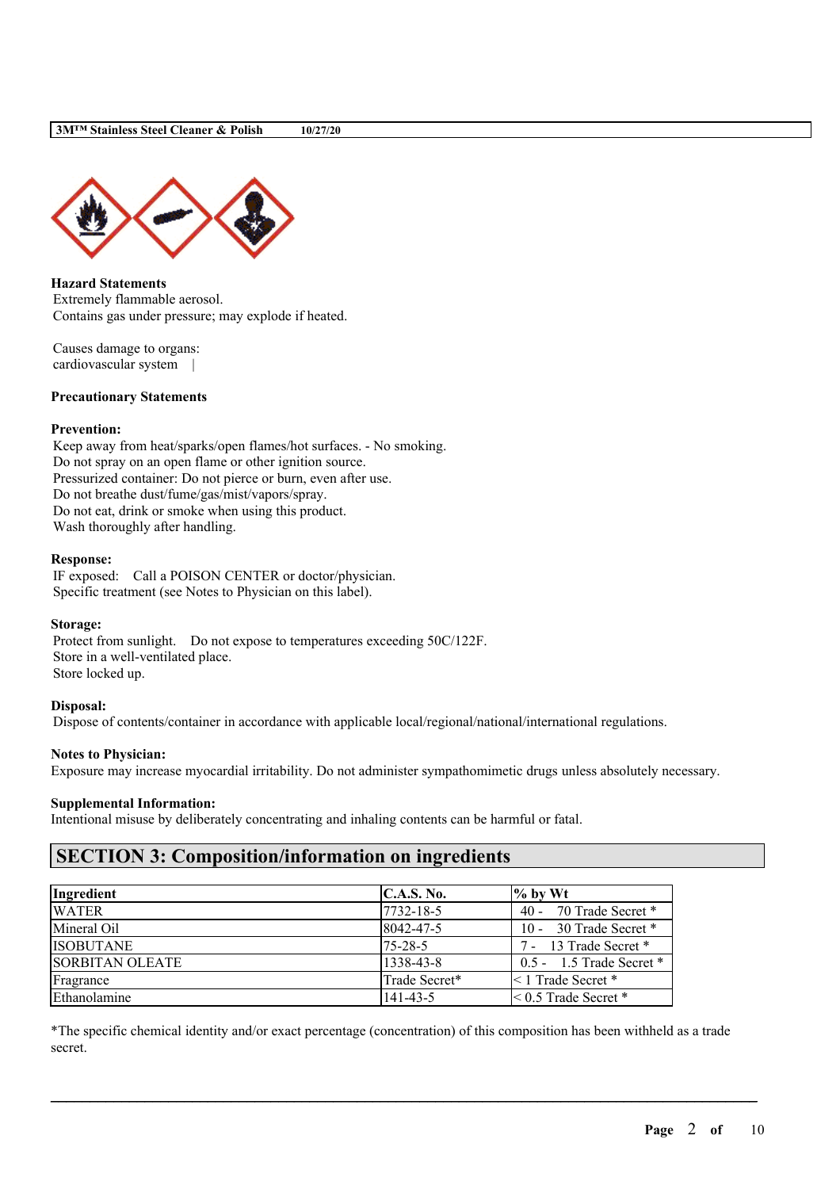**Hazard Statements**

Extremely flammable aerosol.
Contains gas under pressure; may explode if heated.

Causes damage to organs:
cardiovascular system |

**Precautionary Statements**

**Prevention:**

Keep away from heat/sparks/open flames/hot surfaces. - No smoking.
Do not spray on an open flame or other ignition source.
Pressurized container: Do not pierce or burn, even after use.
Do not breathe dust/fume/gas/mist/vapors/spray.
Do not eat, drink or smoke when using this product.
Wash thoroughly after handling.

**Response:**

IF exposed: Call a POISON CENTER or doctor/physician.
Specific treatment (see Notes to Physician on this label).

**Storage:**

Protect from sunlight. Do not expose to temperatures exceeding 50C/122F.
Store in a well-ventilated place.
Store locked up.

**Disposal:**

Dispose of contents/container in accordance with applicable local/regional/national/international regulations.

**Notes to Physician:**

Exposure may increase myocardial irritability. Do not administer sympathomimetic drugs unless absolutely necessary.

**Supplemental Information:**

Intentional misuse by deliberately concentrating and inhaling contents can be harmful or fatal.

## SECTION 3: Composition/information on ingredients

| Ingredient | C.A.S. No. | % by Wt |
|---|---|---|
| WATER | 7732-18-5 | 40 - 70 Trade Secret * |
| Mineral Oil | 8042-47-5 | 10 - 30 Trade Secret * |
| ISOBUTANE | 75-28-5 | 7 - 13 Trade Secret * |
| SORBITAN OLEATE | 1338-43-8 | 0.5 - 1.5 Trade Secret * |
| Fragrance | Trade Secret* | < 1 Trade Secret * |
| Ethanolamine | 141-43-5 | < 0.5 Trade Secret * |

*The specific chemical identity and/or exact percentage (concentration) of this composition has been withheld as a trade secret.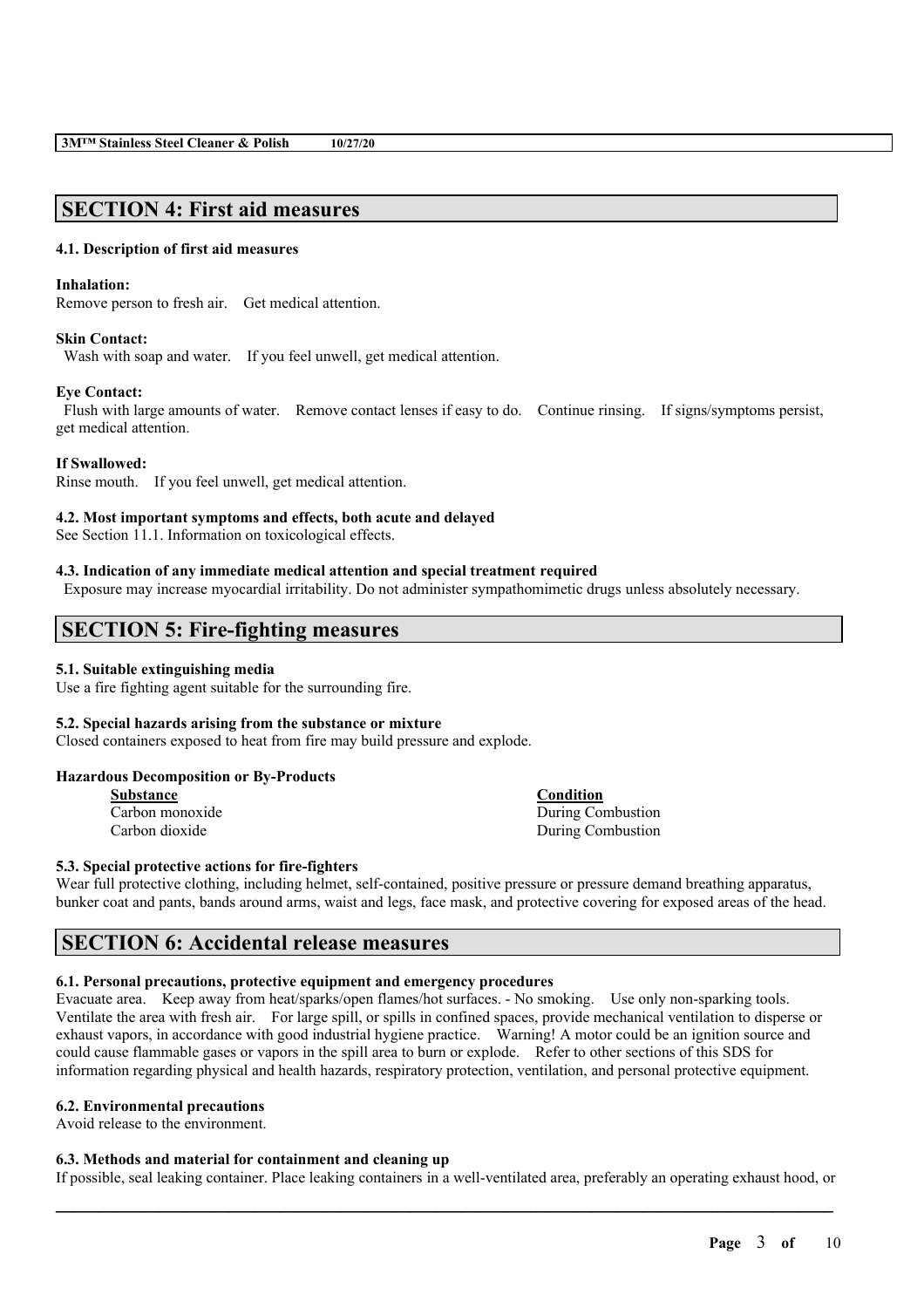## SECTION 4: First aid measures

### 4.1. Description of first aid measures

**Inhalation:**
Remove person to fresh air. Get medical attention.

**Skin Contact:**
Wash with soap and water. If you feel unwell, get medical attention.

**Eye Contact:**
Flush with large amounts of water. Remove contact lenses if easy to do. Continue rinsing. If signs/symptoms persist, get medical attention.

**If Swallowed:**
Rinse mouth. If you feel unwell, get medical attention.

### 4.2. Most important symptoms and effects, both acute and delayed

See Section 11.1. Information on toxicological effects.

### 4.3. Indication of any immediate medical attention and special treatment required

Exposure may increase myocardial irritability. Do not administer sympathomimetic drugs unless absolutely necessary.

## SECTION 5: Fire-fighting measures

### 5.1. Suitable extinguishing media

Use a fire fighting agent suitable for the surrounding fire.

### 5.2. Special hazards arising from the substance or mixture

Closed containers exposed to heat from fire may build pressure and explode.

**Hazardous Decomposition or By-Products**

| Substance | Condition |
| --- | --- |
| Carbon monoxide | During Combustion |
| Carbon dioxide | During Combustion |

### 5.3. Special protective actions for fire-fighters

Wear full protective clothing, including helmet, self-contained, positive pressure or pressure demand breathing apparatus, bunker coat and pants, bands around arms, waist and legs, face mask, and protective covering for exposed areas of the head.

## SECTION 6: Accidental release measures

### 6.1. Personal precautions, protective equipment and emergency procedures

Evacuate area. Keep away from heat/sparks/open flames/hot surfaces. - No smoking. Use only non-sparking tools. Ventilate the area with fresh air. For large spill, or spills in confined spaces, provide mechanical ventilation to disperse or exhaust vapors, in accordance with good industrial hygiene practice. Warning! A motor could be an ignition source and could cause flammable gases or vapors in the spill area to burn or explode. Refer to other sections of this SDS for information regarding physical and health hazards, respiratory protection, ventilation, and personal protective equipment.

### 6.2. Environmental precautions

Avoid release to the environment.

### 6.3. Methods and material for containment and cleaning up

If possible, seal leaking container. Place leaking containers in a well-ventilated area, preferably an operating exhaust hood, or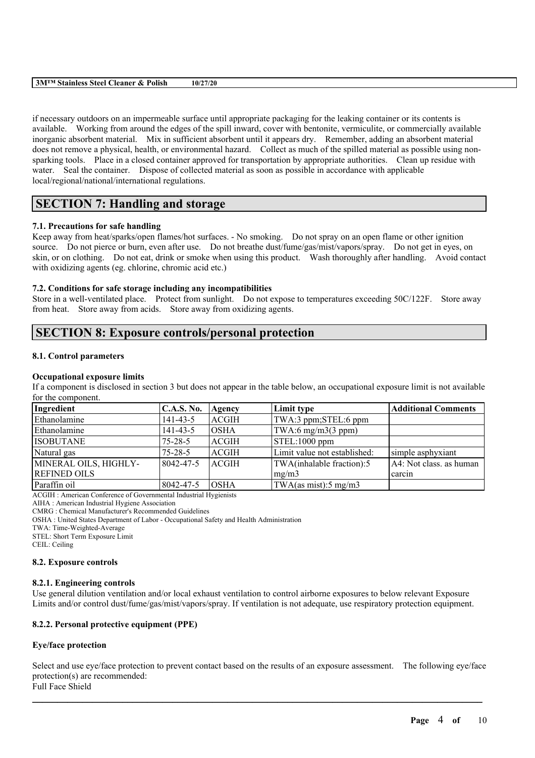if necessary outdoors on an impermeable surface until appropriate packaging for the leaking container or its contents is available. Working from around the edges of the spill inward, cover with bentonite, vermiculite, or commercially available inorganic absorbent material. Mix in sufficient absorbent until it appears dry. Remember, adding an absorbent material does not remove a physical, health, or environmental hazard. Collect as much of the spilled material as possible using non-sparking tools. Place in a closed container approved for transportation by appropriate authorities. Clean up residue with water. Seal the container. Dispose of collected material as soon as possible in accordance with applicable local/regional/national/international regulations.

## SECTION 7: Handling and storage

### 7.1. Precautions for safe handling

Keep away from heat/sparks/open flames/hot surfaces. - No smoking. Do not spray on an open flame or other ignition source. Do not pierce or burn, even after use. Do not breathe dust/fume/gas/mist/vapors/spray. Do not get in eyes, on skin, or on clothing. Do not eat, drink or smoke when using this product. Wash thoroughly after handling. Avoid contact with oxidizing agents (eg. chlorine, chromic acid etc.)

### 7.2. Conditions for safe storage including any incompatibilities

Store in a well-ventilated place. Protect from sunlight. Do not expose to temperatures exceeding 50C/122F. Store away from heat. Store away from acids. Store away from oxidizing agents.

## SECTION 8: Exposure controls/personal protection

### 8.1. Control parameters

**Occupational exposure limits**

If a component is disclosed in section 3 but does not appear in the table below, an occupational exposure limit is not available for the component.

| Ingredient | C.A.S. No. | Agency | Limit type | Additional Comments |
|---|---|---|---|---|
| Ethanolamine | 141-43-5 | ACGIH | TWA:3 ppm;STEL:6 ppm | |
| Ethanolamine | 141-43-5 | OSHA | TWA:6 mg/m3(3 ppm) | |
| ISOBUTANE | 75-28-5 | ACGIH | STEL:1000 ppm | |
| Natural gas | 75-28-5 | ACGIH | Limit value not established: | simple asphyxiant |
| MINERAL OILS, HIGHLY-REFINED OILS | 8042-47-5 | ACGIH | TWA(inhalable fraction):5 mg/m3 | A4: Not class. as human carcin |
| Paraffin oil | 8042-47-5 | OSHA | TWA(as mist):5 mg/m3 | |

ACGIH : American Conference of Governmental Industrial Hygienists
AIHA : American Industrial Hygiene Association
CMRG : Chemical Manufacturer's Recommended Guidelines
OSHA : United States Department of Labor - Occupational Safety and Health Administration
TWA: Time-Weighted-Average
STEL: Short Term Exposure Limit
CEIL: Ceiling

### 8.2. Exposure controls

#### 8.2.1. Engineering controls

Use general dilution ventilation and/or local exhaust ventilation to control airborne exposures to below relevant Exposure Limits and/or control dust/fume/gas/mist/vapors/spray. If ventilation is not adequate, use respiratory protection equipment.

#### 8.2.2. Personal protective equipment (PPE)

**Eye/face protection**

Select and use eye/face protection to prevent contact based on the results of an exposure assessment. The following eye/face protection(s) are recommended:
Full Face Shield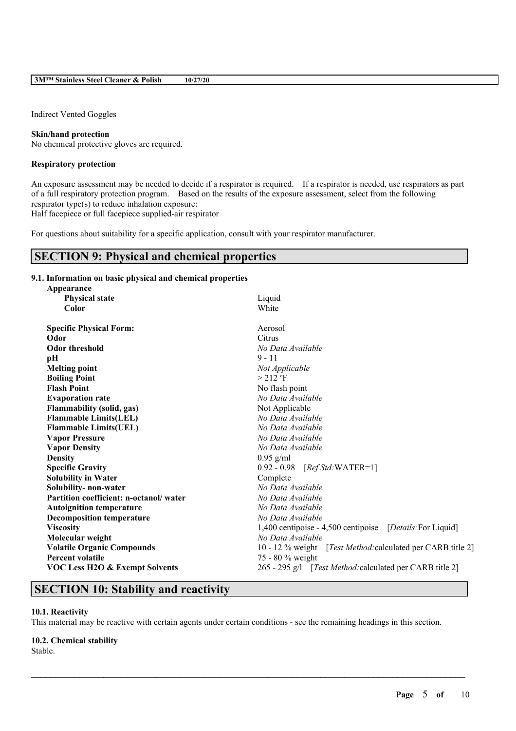Indirect Vented Goggles

**Skin/hand protection**

No chemical protective gloves are required.

**Respiratory protection**

An exposure assessment may be needed to decide if a respirator is required. If a respirator is needed, use respirators as part of a full respiratory protection program. Based on the results of the exposure assessment, select from the following respirator type(s) to reduce inhalation exposure:
Half facepiece or full facepiece supplied-air respirator

For questions about suitability for a specific application, consult with your respirator manufacturer.

## SECTION 9: Physical and chemical properties

### 9.1. Information on basic physical and chemical properties

| Property | Value |
| --- | --- |
| **Appearance** | |
| **Physical state** | Liquid |
| **Color** | White |
| **Specific Physical Form:** | Aerosol |
| **Odor** | Citrus |
| **Odor threshold** | *No Data Available* |
| **pH** | 9 - 11 |
| **Melting point** | *Not Applicable* |
| **Boiling Point** | > 212 ºF |
| **Flash Point** | No flash point |
| **Evaporation rate** | *No Data Available* |
| **Flammability (solid, gas)** | Not Applicable |
| **Flammable Limits(LEL)** | *No Data Available* |
| **Flammable Limits(UEL)** | *No Data Available* |
| **Vapor Pressure** | *No Data Available* |
| **Vapor Density** | *No Data Available* |
| **Density** | 0.95 g/ml |
| **Specific Gravity** | 0.92 - 0.98 [*Ref Std:*WATER=1] |
| **Solubility in Water** | Complete |
| **Solubility- non-water** | *No Data Available* |
| **Partition coefficient: n-octanol/ water** | *No Data Available* |
| **Autoignition temperature** | *No Data Available* |
| **Decomposition temperature** | *No Data Available* |
| **Viscosity** | 1,400 centipoise - 4,500 centipoise [*Details:*For Liquid] |
| **Molecular weight** | *No Data Available* |
| **Volatile Organic Compounds** | 10 - 12 % weight [*Test Method:*calculated per CARB title 2] |
| **Percent volatile** | 75 - 80 % weight |
| **VOC Less H2O & Exempt Solvents** | 265 - 295 g/l [*Test Method:*calculated per CARB title 2] |

## SECTION 10: Stability and reactivity

### 10.1. Reactivity

This material may be reactive with certain agents under certain conditions - see the remaining headings in this section.

### 10.2. Chemical stability

Stable.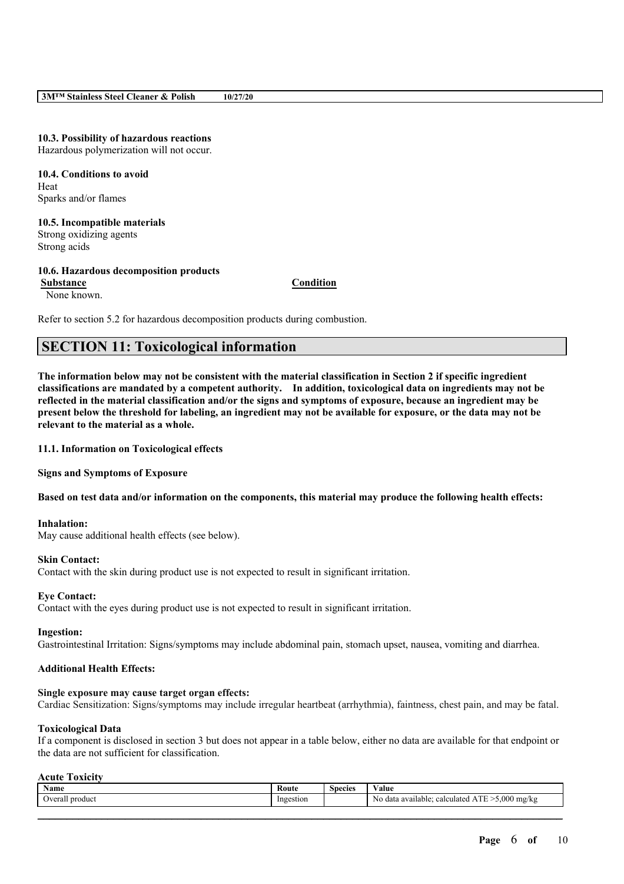**10.3. Possibility of hazardous reactions**
Hazardous polymerization will not occur.

**10.4. Conditions to avoid**
Heat
Sparks and/or flames

**10.5. Incompatible materials**
Strong oxidizing agents
Strong acids

**10.6. Hazardous decomposition products**

| Substance | Condition |
|---|---|
| None known. | |

Refer to section 5.2 for hazardous decomposition products during combustion.

## SECTION 11: Toxicological information

**The information below may not be consistent with the material classification in Section 2 if specific ingredient classifications are mandated by a competent authority. In addition, toxicological data on ingredients may not be reflected in the material classification and/or the signs and symptoms of exposure, because an ingredient may be present below the threshold for labeling, an ingredient may not be available for exposure, or the data may not be relevant to the material as a whole.**

**11.1. Information on Toxicological effects**

**Signs and Symptoms of Exposure**

**Based on test data and/or information on the components, this material may produce the following health effects:**

**Inhalation:**
May cause additional health effects (see below).

**Skin Contact:**
Contact with the skin during product use is not expected to result in significant irritation.

**Eye Contact:**
Contact with the eyes during product use is not expected to result in significant irritation.

**Ingestion:**
Gastrointestinal Irritation: Signs/symptoms may include abdominal pain, stomach upset, nausea, vomiting and diarrhea.

**Additional Health Effects:**

**Single exposure may cause target organ effects:**
Cardiac Sensitization: Signs/symptoms may include irregular heartbeat (arrhythmia), faintness, chest pain, and may be fatal.

**Toxicological Data**
If a component is disclosed in section 3 but does not appear in a table below, either no data are available for that endpoint or the data are not sufficient for classification.

**Acute Toxicity**

| Name | Route | Species | Value |
|---|---|---|---|
| Overall product | Ingestion | | No data available; calculated ATE >5,000 mg/kg |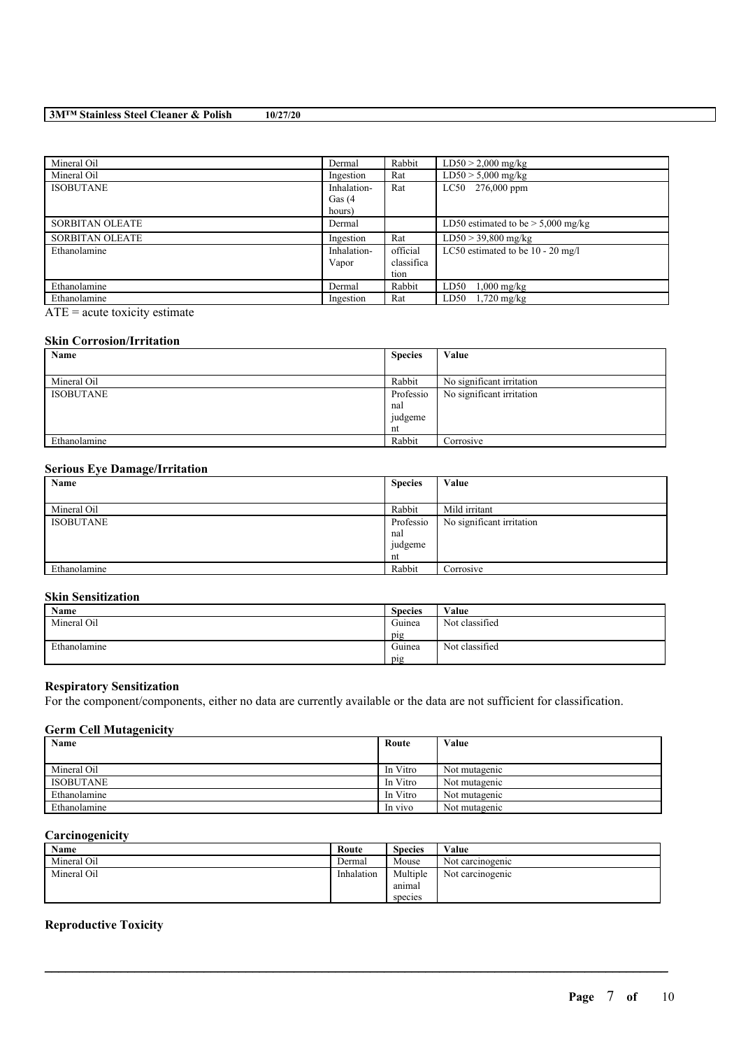| | | | |
|---|---|---|---|
| Mineral Oil | Dermal | Rabbit | LD50 > 2,000 mg/kg |
| Mineral Oil | Ingestion | Rat | LD50 > 5,000 mg/kg |
| ISOBUTANE | Inhalation-Gas (4 hours) | Rat | LC50 276,000 ppm |
| SORBITAN OLEATE | Dermal | | LD50 estimated to be > 5,000 mg/kg |
| SORBITAN OLEATE | Ingestion | Rat | LD50 > 39,800 mg/kg |
| Ethanolamine | Inhalation-Vapor | official classification | LC50 estimated to be 10 - 20 mg/l |
| Ethanolamine | Dermal | Rabbit | LD50 1,000 mg/kg |
| Ethanolamine | Ingestion | Rat | LD50 1,720 mg/kg |

ATE = acute toxicity estimate

### Skin Corrosion/Irritation

| Name | Species | Value |
|---|---|---|
| Mineral Oil | Rabbit | No significant irritation |
| ISOBUTANE | Professional judgement | No significant irritation |
| Ethanolamine | Rabbit | Corrosive |

### Serious Eye Damage/Irritation

| Name | Species | Value |
|---|---|---|
| Mineral Oil | Rabbit | Mild irritant |
| ISOBUTANE | Professional judgement | No significant irritation |
| Ethanolamine | Rabbit | Corrosive |

### Skin Sensitization

| Name | Species | Value |
|---|---|---|
| Mineral Oil | Guinea pig | Not classified |
| Ethanolamine | Guinea pig | Not classified |

### Respiratory Sensitization

For the component/components, either no data are currently available or the data are not sufficient for classification.

### Germ Cell Mutagenicity

| Name | Route | Value |
|---|---|---|
| Mineral Oil | In Vitro | Not mutagenic |
| ISOBUTANE | In Vitro | Not mutagenic |
| Ethanolamine | In Vitro | Not mutagenic |
| Ethanolamine | In vivo | Not mutagenic |

### Carcinogenicity

| Name | Route | Species | Value |
|---|---|---|---|
| Mineral Oil | Dermal | Mouse | Not carcinogenic |
| Mineral Oil | Inhalation | Multiple animal species | Not carcinogenic |

### Reproductive Toxicity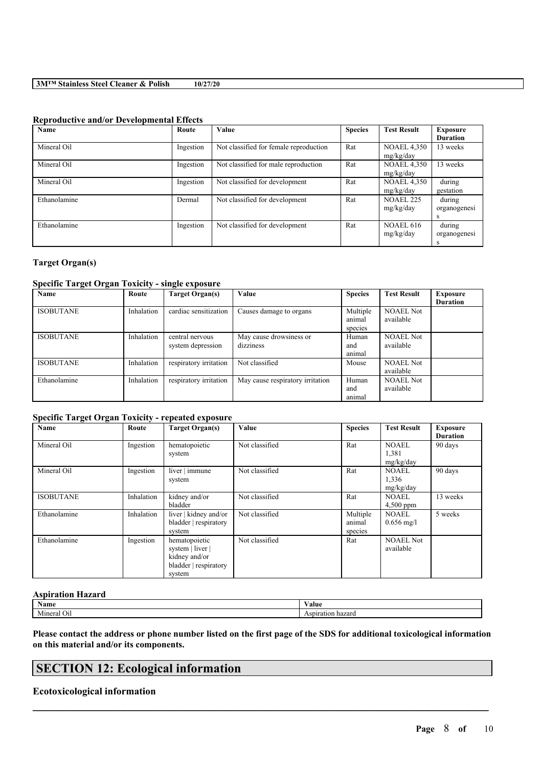### Reproductive and/or Developmental Effects

| Name | Route | Value | Species | Test Result | Exposure Duration |
|---|---|---|---|---|---|
| Mineral Oil | Ingestion | Not classified for female reproduction | Rat | NOAEL 4,350 mg/kg/day | 13 weeks |
| Mineral Oil | Ingestion | Not classified for male reproduction | Rat | NOAEL 4,350 mg/kg/day | 13 weeks |
| Mineral Oil | Ingestion | Not classified for development | Rat | NOAEL 4,350 mg/kg/day | during gestation |
| Ethanolamine | Dermal | Not classified for development | Rat | NOAEL 225 mg/kg/day | during organogenesis |
| Ethanolamine | Ingestion | Not classified for development | Rat | NOAEL 616 mg/kg/day | during organogenesis |

### Target Organ(s)

### Specific Target Organ Toxicity - single exposure

| Name | Route | Target Organ(s) | Value | Species | Test Result | Exposure Duration |
|---|---|---|---|---|---|---|
| ISOBUTANE | Inhalation | cardiac sensitization | Causes damage to organs | Multiple animal species | NOAEL Not available | |
| ISOBUTANE | Inhalation | central nervous system depression | May cause drowsiness or dizziness | Human and animal | NOAEL Not available | |
| ISOBUTANE | Inhalation | respiratory irritation | Not classified | Mouse | NOAEL Not available | |
| Ethanolamine | Inhalation | respiratory irritation | May cause respiratory irritation | Human and animal | NOAEL Not available | |

### Specific Target Organ Toxicity - repeated exposure

| Name | Route | Target Organ(s) | Value | Species | Test Result | Exposure Duration |
|---|---|---|---|---|---|---|
| Mineral Oil | Ingestion | hematopoietic system | Not classified | Rat | NOAEL 1,381 mg/kg/day | 90 days |
| Mineral Oil | Ingestion | liver \| immune system | Not classified | Rat | NOAEL 1,336 mg/kg/day | 90 days |
| ISOBUTANE | Inhalation | kidney and/or bladder | Not classified | Rat | NOAEL 4,500 ppm | 13 weeks |
| Ethanolamine | Inhalation | liver \| kidney and/or bladder \| respiratory system | Not classified | Multiple animal species | NOAEL 0.656 mg/l | 5 weeks |
| Ethanolamine | Ingestion | hematopoietic system \| liver \| kidney and/or bladder \| respiratory system | Not classified | Rat | NOAEL Not available | |

### Aspiration Hazard

| Name | Value |
|---|---|
| Mineral Oil | Aspiration hazard |

**Please contact the address or phone number listed on the first page of the SDS for additional toxicological information on this material and/or its components.**

## SECTION 12: Ecological information

### Ecotoxicological information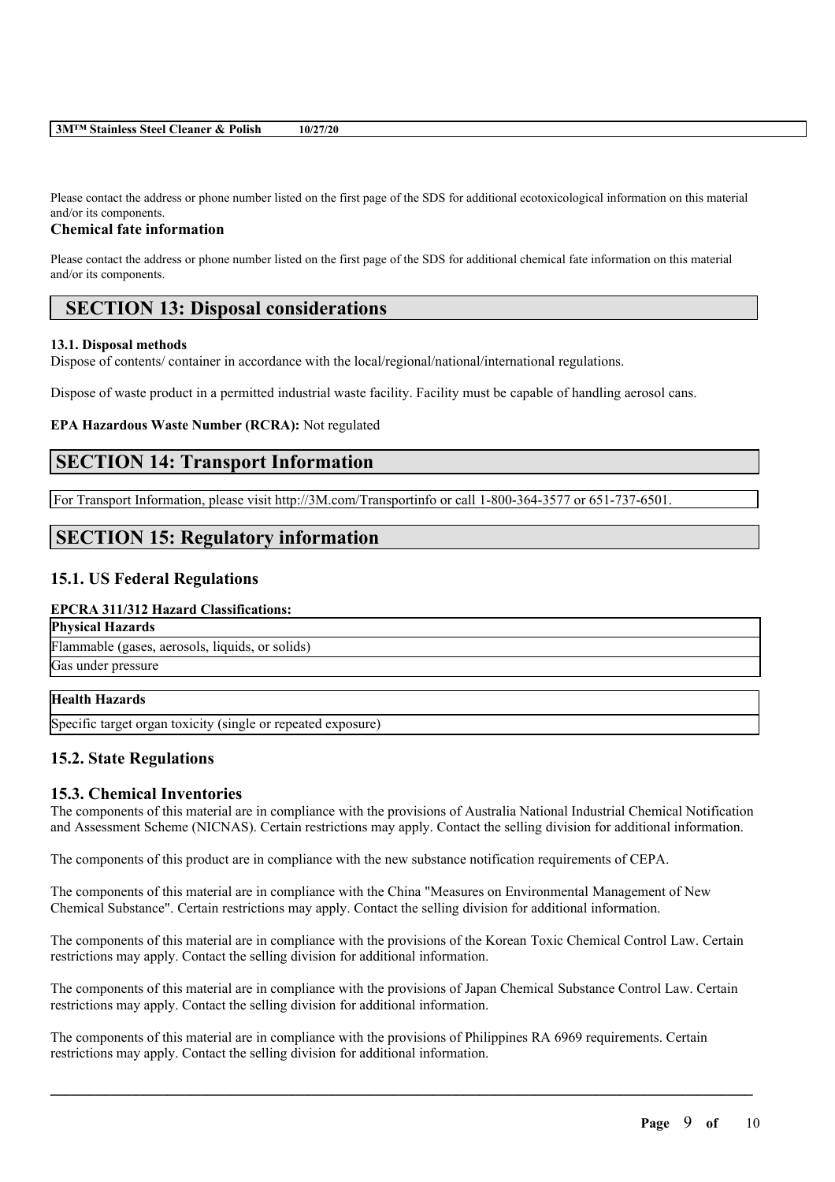Please contact the address or phone number listed on the first page of the SDS for additional ecotoxicological information on this material and/or its components.

**Chemical fate information**

Please contact the address or phone number listed on the first page of the SDS for additional chemical fate information on this material and/or its components.

## SECTION 13: Disposal considerations

**13.1. Disposal methods**

Dispose of contents/ container in accordance with the local/regional/national/international regulations.

Dispose of waste product in a permitted industrial waste facility. Facility must be capable of handling aerosol cans.

**EPA Hazardous Waste Number (RCRA):** Not regulated

## SECTION 14: Transport Information

For Transport Information, please visit http://3M.com/Transportinfo or call 1-800-364-3577 or 651-737-6501.

## SECTION 15: Regulatory information

### 15.1. US Federal Regulations

**EPCRA 311/312 Hazard Classifications:**

| Physical Hazards |
|---|
| Flammable (gases, aerosols, liquids, or solids) |
| Gas under pressure |

| Health Hazards |
|---|
| Specific target organ toxicity (single or repeated exposure) |

### 15.2. State Regulations

### 15.3. Chemical Inventories

The components of this material are in compliance with the provisions of Australia National Industrial Chemical Notification and Assessment Scheme (NICNAS). Certain restrictions may apply. Contact the selling division for additional information.

The components of this product are in compliance with the new substance notification requirements of CEPA.

The components of this material are in compliance with the China "Measures on Environmental Management of New Chemical Substance". Certain restrictions may apply. Contact the selling division for additional information.

The components of this material are in compliance with the provisions of the Korean Toxic Chemical Control Law. Certain restrictions may apply. Contact the selling division for additional information.

The components of this material are in compliance with the provisions of Japan Chemical Substance Control Law. Certain restrictions may apply. Contact the selling division for additional information.

The components of this material are in compliance with the provisions of Philippines RA 6969 requirements. Certain restrictions may apply. Contact the selling division for additional information.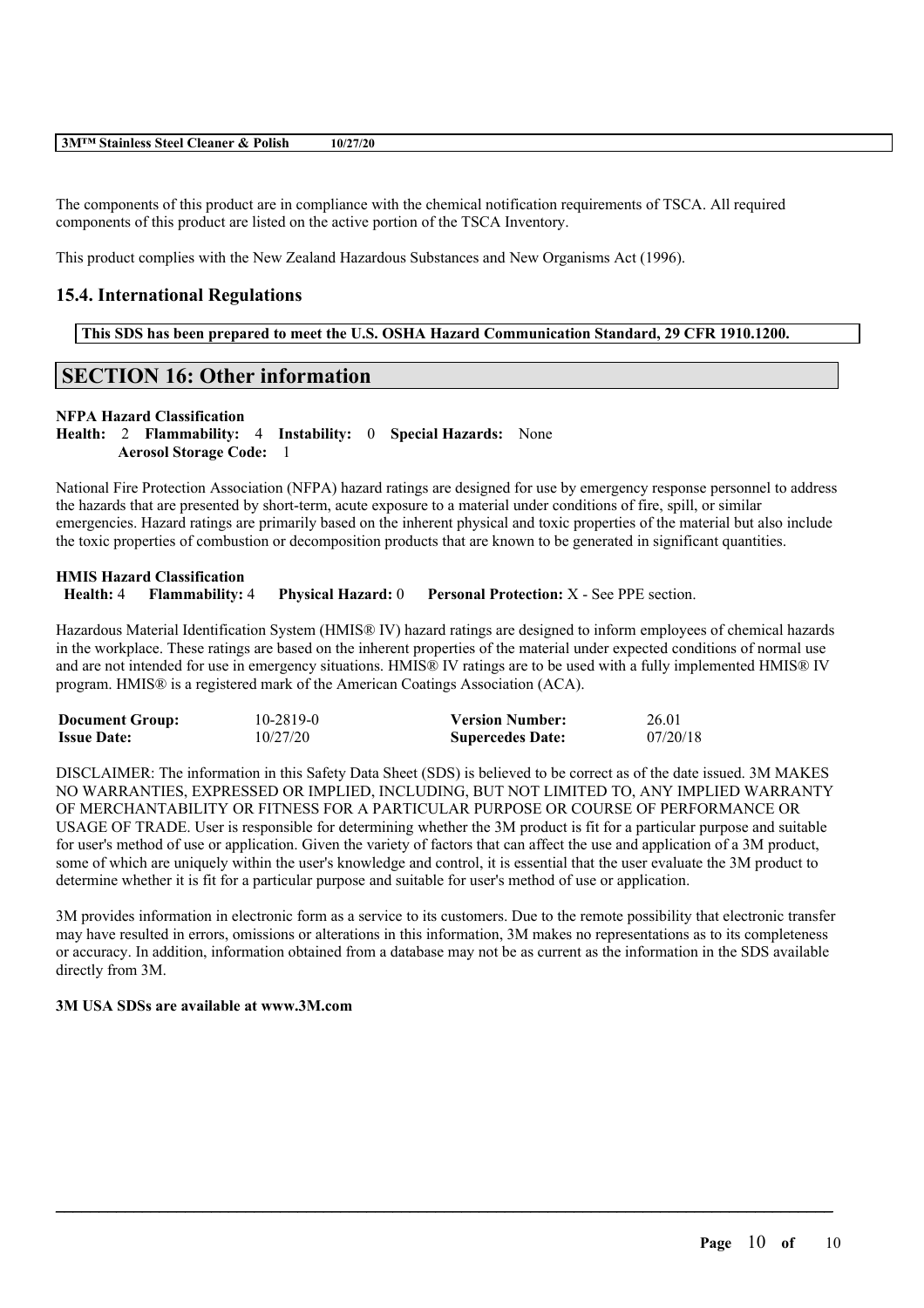The components of this product are in compliance with the chemical notification requirements of TSCA. All required components of this product are listed on the active portion of the TSCA Inventory.

This product complies with the New Zealand Hazardous Substances and New Organisms Act (1996).

### 15.4. International Regulations

**This SDS has been prepared to meet the U.S. OSHA Hazard Communication Standard, 29 CFR 1910.1200.**

## SECTION 16: Other information

**NFPA Hazard Classification**
**Health:** 2 **Flammability:** 4 **Instability:** 0 **Special Hazards:** None
**Aerosol Storage Code:** 1

National Fire Protection Association (NFPA) hazard ratings are designed for use by emergency response personnel to address the hazards that are presented by short-term, acute exposure to a material under conditions of fire, spill, or similar emergencies. Hazard ratings are primarily based on the inherent physical and toxic properties of the material but also include the toxic properties of combustion or decomposition products that are known to be generated in significant quantities.

**HMIS Hazard Classification**
**Health:** 4 **Flammability:** 4 **Physical Hazard:** 0 **Personal Protection:** X - See PPE section.

Hazardous Material Identification System (HMIS® IV) hazard ratings are designed to inform employees of chemical hazards in the workplace. These ratings are based on the inherent properties of the material under expected conditions of normal use and are not intended for use in emergency situations. HMIS® IV ratings are to be used with a fully implemented HMIS® IV program. HMIS® is a registered mark of the American Coatings Association (ACA).

| | | | |
|---|---|---|---|
| **Document Group:** | 10-2819-0 | **Version Number:** | 26.01 |
| **Issue Date:** | 10/27/20 | **Supercedes Date:** | 07/20/18 |

DISCLAIMER: The information in this Safety Data Sheet (SDS) is believed to be correct as of the date issued. 3M MAKES NO WARRANTIES, EXPRESSED OR IMPLIED, INCLUDING, BUT NOT LIMITED TO, ANY IMPLIED WARRANTY OF MERCHANTABILITY OR FITNESS FOR A PARTICULAR PURPOSE OR COURSE OF PERFORMANCE OR USAGE OF TRADE. User is responsible for determining whether the 3M product is fit for a particular purpose and suitable for user's method of use or application. Given the variety of factors that can affect the use and application of a 3M product, some of which are uniquely within the user's knowledge and control, it is essential that the user evaluate the 3M product to determine whether it is fit for a particular purpose and suitable for user's method of use or application.

3M provides information in electronic form as a service to its customers. Due to the remote possibility that electronic transfer may have resulted in errors, omissions or alterations in this information, 3M makes no representations as to its completeness or accuracy. In addition, information obtained from a database may not be as current as the information in the SDS available directly from 3M.

**3M USA SDSs are available at www.3M.com**